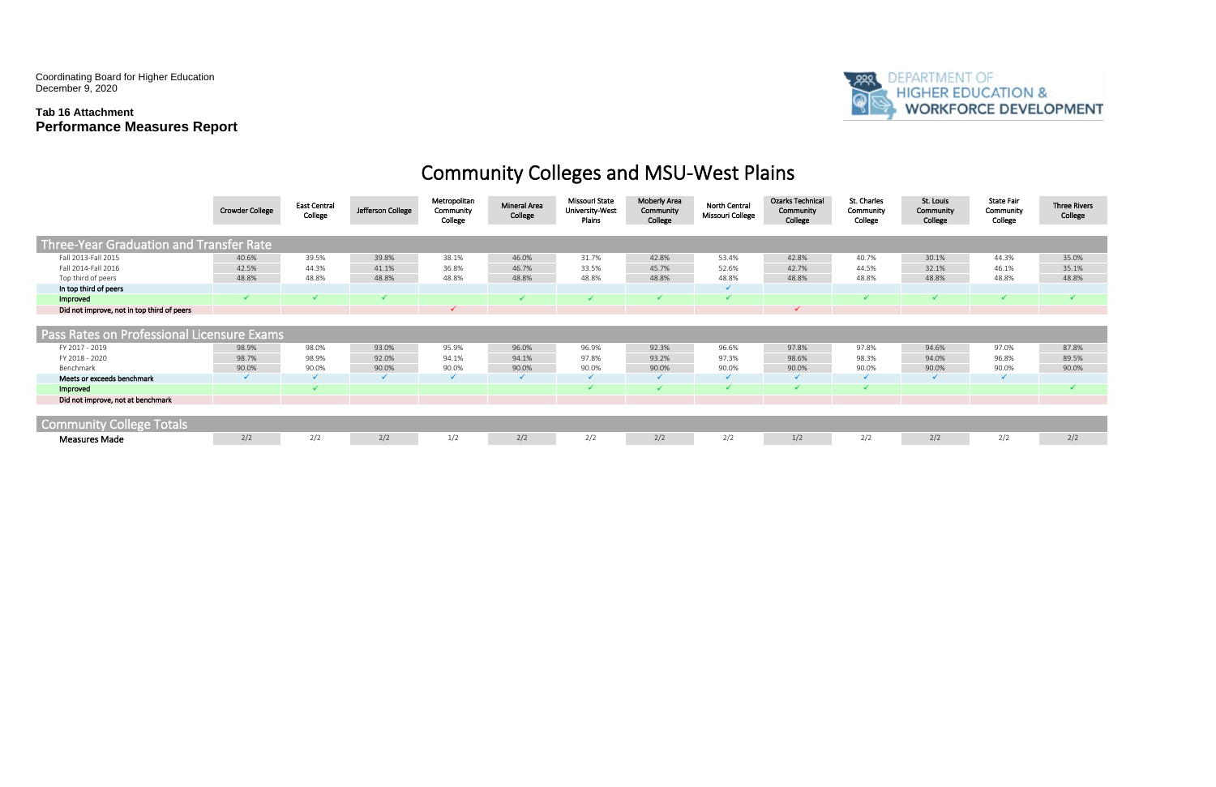Coordinating Board for Higher Education
December 9, 2020

**Tab 16 Attachment**
**Performance Measures Report**

DEPARTMENT OF HIGHER EDUCATION & WORKFORCE DEVELOPMENT

# Community Colleges and MSU-West Plains

| | Crowder College | East Central College | Jefferson College | Metropolitan Community College | Mineral Area College | Missouri State University-West Plains | Moberly Area Community College | North Central Missouri College | Ozarks Technical Community College | St. Charles Community College | St. Louis Community College | State Fair Community College | Three Rivers College |
|---|---|---|---|---|---|---|---|---|---|---|---|---|---|
| **Three-Year Graduation and Transfer Rate** | | | | | | | | | | | | | |
| Fall 2013-Fall 2015 | 40.6% | 39.5% | 39.8% | 38.1% | 46.0% | 31.7% | 42.8% | 53.4% | 42.8% | 40.7% | 30.1% | 44.3% | 35.0% |
| Fall 2014-Fall 2016 | 42.5% | 44.3% | 41.1% | 36.8% | 46.7% | 33.5% | 45.7% | 52.6% | 42.7% | 44.5% | 32.1% | 46.1% | 35.1% |
| Top third of peers | 48.8% | 48.8% | 48.8% | 48.8% | 48.8% | 48.8% | 48.8% | 48.8% | 48.8% | 48.8% | 48.8% | 48.8% | 48.8% |
| In top third of peers | | | | | | | | ✓ | | | | | |
| Improved | ✓ | ✓ | ✓ | | ✓ | ✓ | ✓ | ✓ | | ✓ | ✓ | ✓ | ✓ |
| Did not improve, not in top third of peers | | | | ✓ | | | | | ✓ | | | | |
| **Pass Rates on Professional Licensure Exams** | | | | | | | | | | | | | |
| FY 2017 - 2019 | 98.9% | 98.0% | 93.0% | 95.9% | 96.0% | 96.9% | 92.3% | 96.6% | 97.8% | 97.8% | 94.6% | 97.0% | 87.8% |
| FY 2018 - 2020 | 98.7% | 98.9% | 92.0% | 94.1% | 94.1% | 97.8% | 93.2% | 97.3% | 98.6% | 98.3% | 94.0% | 96.8% | 89.5% |
| Benchmark | 90.0% | 90.0% | 90.0% | 90.0% | 90.0% | 90.0% | 90.0% | 90.0% | 90.0% | 90.0% | 90.0% | 90.0% | 90.0% |
| Meets or exceeds benchmark | ✓ | ✓ | ✓ | ✓ | ✓ | ✓ | ✓ | ✓ | ✓ | ✓ | ✓ | ✓ | |
| Improved | | ✓ | | | | ✓ | ✓ | ✓ | ✓ | ✓ | | | ✓ |
| Did not improve, not at benchmark | | | | | | | | | | | | | |
| **Community College Totals** | | | | | | | | | | | | | |
| Measures Made | 2/2 | 2/2 | 2/2 | 1/2 | 2/2 | 2/2 | 2/2 | 2/2 | 1/2 | 2/2 | 2/2 | 2/2 | 2/2 |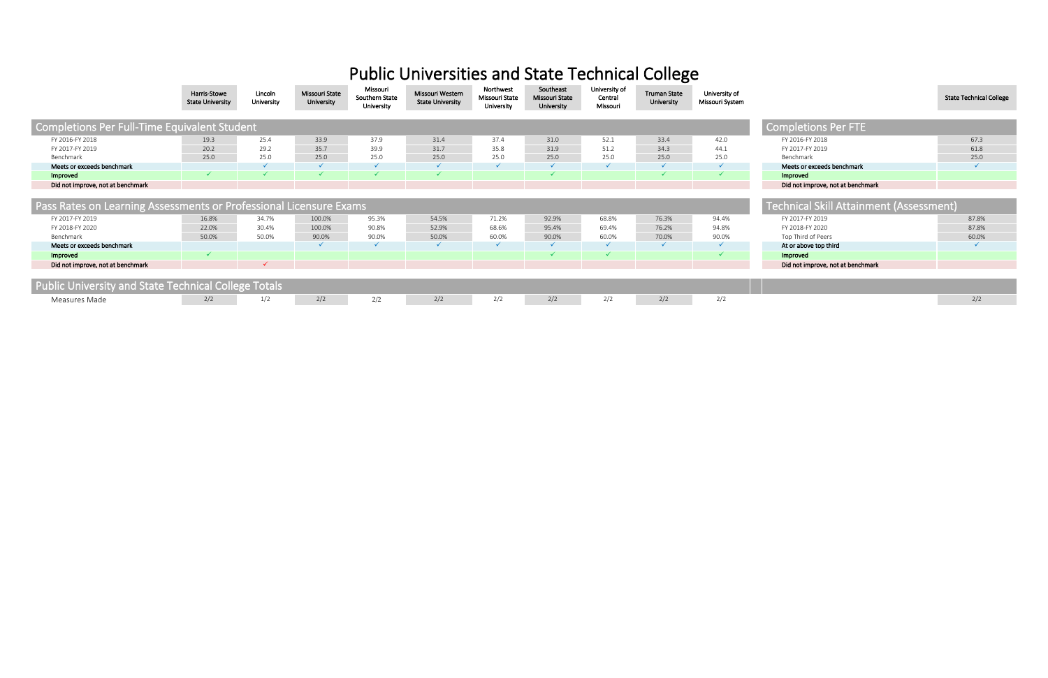# Public Universities and State Technical College

| | Harris-Stowe State University | Lincoln University | Missouri State University | Missouri Southern State University | Missouri Western State University | Northwest Missouri State University | Southeast Missouri State University | University of Central Missouri | Truman State University | University of Missouri System |
|---|---|---|---|---|---|---|---|---|---|---|
| **Completions Per Full-Time Equivalent Student** | | | | | | | | | | |
| FY 2016-FY 2018 | 19.3 | 25.4 | 33.9 | 37.9 | 31.4 | 37.4 | 31.0 | 52.1 | 33.4 | 42.0 |
| FY 2017-FY 2019 | 20.2 | 29.2 | 35.7 | 39.9 | 31.7 | 35.8 | 31.9 | 51.2 | 34.3 | 44.1 |
| Benchmark | 25.0 | 25.0 | 25.0 | 25.0 | 25.0 | 25.0 | 25.0 | 25.0 | 25.0 | 25.0 |
| Meets or exceeds benchmark | | ✓ | ✓ | ✓ | ✓ | ✓ | ✓ | ✓ | ✓ | ✓ |
| Improved | ✓ | ✓ | ✓ | ✓ | ✓ | | ✓ | | ✓ | ✓ |
| Did not improve, not at benchmark | | | | | | | | | | |
| **Pass Rates on Learning Assessments or Professional Licensure Exams** | | | | | | | | | | |
| FY 2017-FY 2019 | 16.8% | 34.7% | 100.0% | 95.3% | 54.5% | 71.2% | 92.9% | 68.8% | 76.3% | 94.4% |
| FY 2018-FY 2020 | 22.0% | 30.4% | 100.0% | 90.8% | 52.9% | 68.6% | 95.4% | 69.4% | 76.2% | 94.8% |
| Benchmark | 50.0% | 50.0% | 90.0% | 90.0% | 50.0% | 60.0% | 90.0% | 60.0% | 70.0% | 90.0% |
| Meets or exceeds benchmark | | | ✓ | ✓ | ✓ | ✓ | ✓ | ✓ | ✓ | ✓ |
| Improved | ✓ | | | | | | ✓ | ✓ | | ✓ |
| Did not improve, not at benchmark | | ✓ | | | | | | | | |
| **Public University and State Technical College Totals** | | | | | | | | | | |
| Measures Made | 2/2 | 1/2 | 2/2 | 2/2 | 2/2 | 2/2 | 2/2 | 2/2 | 2/2 | 2/2 |

| | State Technical College |
|---|---|
| **Completions Per FTE** | |
| FY 2016-FY 2018 | 67.3 |
| FY 2017-FY 2019 | 61.8 |
| Benchmark | 25.0 |
| Meets or exceeds benchmark | ✓ |
| Improved | |
| Did not improve, not at benchmark | |
| **Technical Skill Attainment (Assessment)** | |
| FY 2017-FY 2019 | 87.8% |
| FY 2018-FY 2020 | 87.8% |
| Top Third of Peers | 60.0% |
| At or above top third | ✓ |
| Improved | |
| Did not improve, not at benchmark | |
| **Totals** | |
| Measures Made | 2/2 |